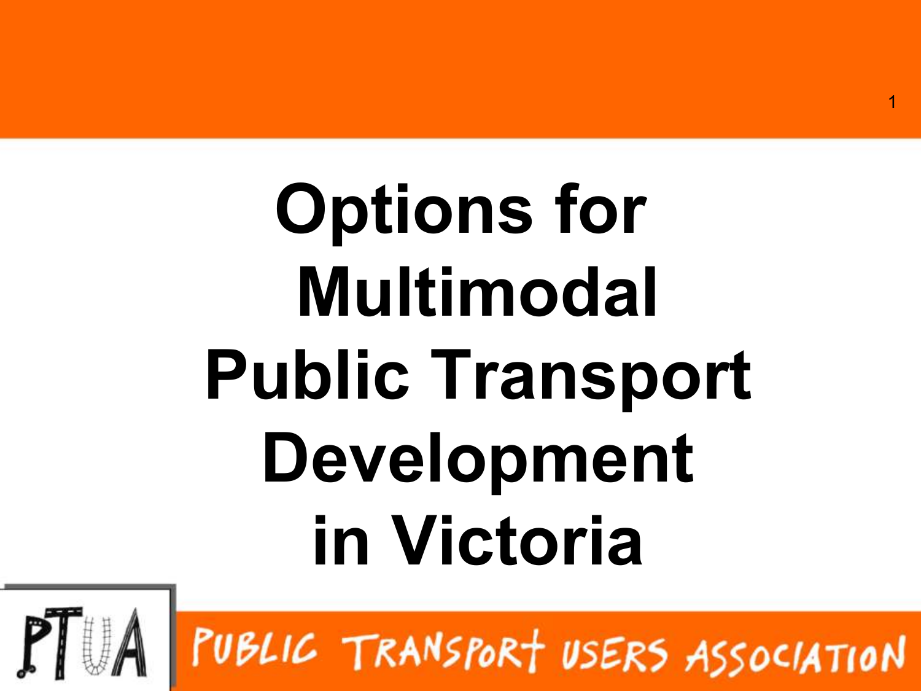# Options for Multimodal Public Transport Development in Victoria

PUBLIC TRANSPORT USERS ASSOCIATION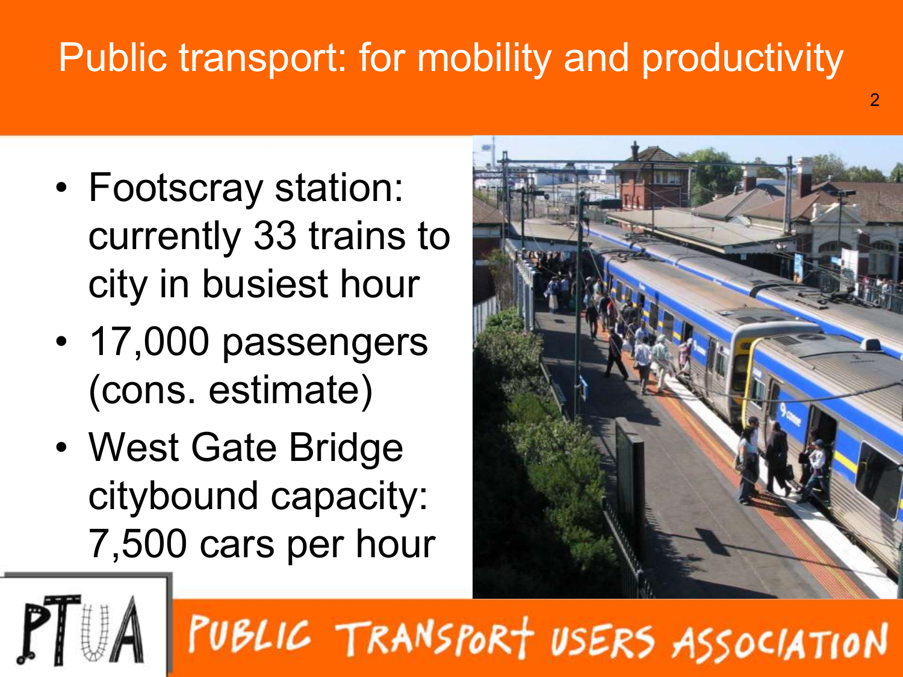# Public transport: for mobility and productivity

- Footscray station: currently 33 trains to city in busiest hour
- 17,000 passengers (cons. estimate)
- West Gate Bridge citybound capacity: 7,500 cars per hour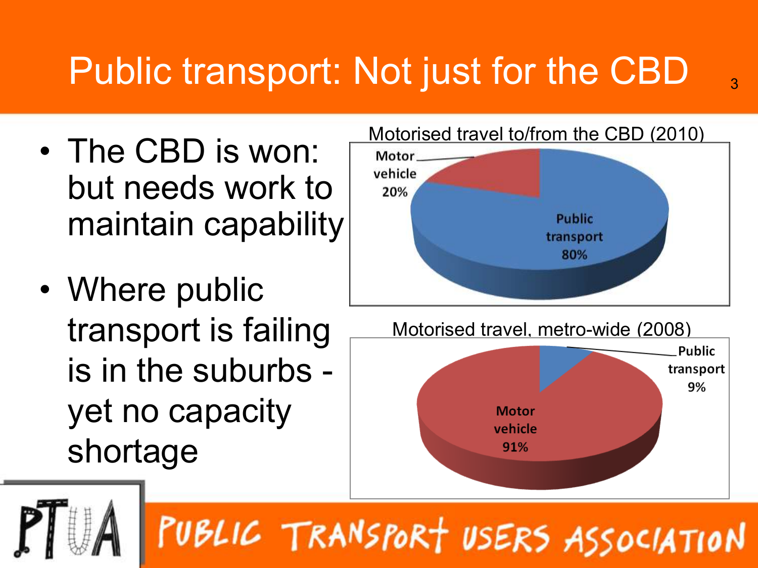# Public transport: Not just for the CBD

- The CBD is won: but needs work to maintain capability
- Where public transport is failing is in the suburbs - yet no capacity shortage

Motorised travel to/from the CBD (2010)

| Mode | Share |
| --- | --- |
| Motor vehicle | 20% |
| Public transport | 80% |

Motorised travel, metro-wide (2008)

| Mode | Share |
| --- | --- |
| Public transport | 9% |
| Motor vehicle | 91% |

PTUA PUBLIC TRANSPORT USERS ASSOCIATION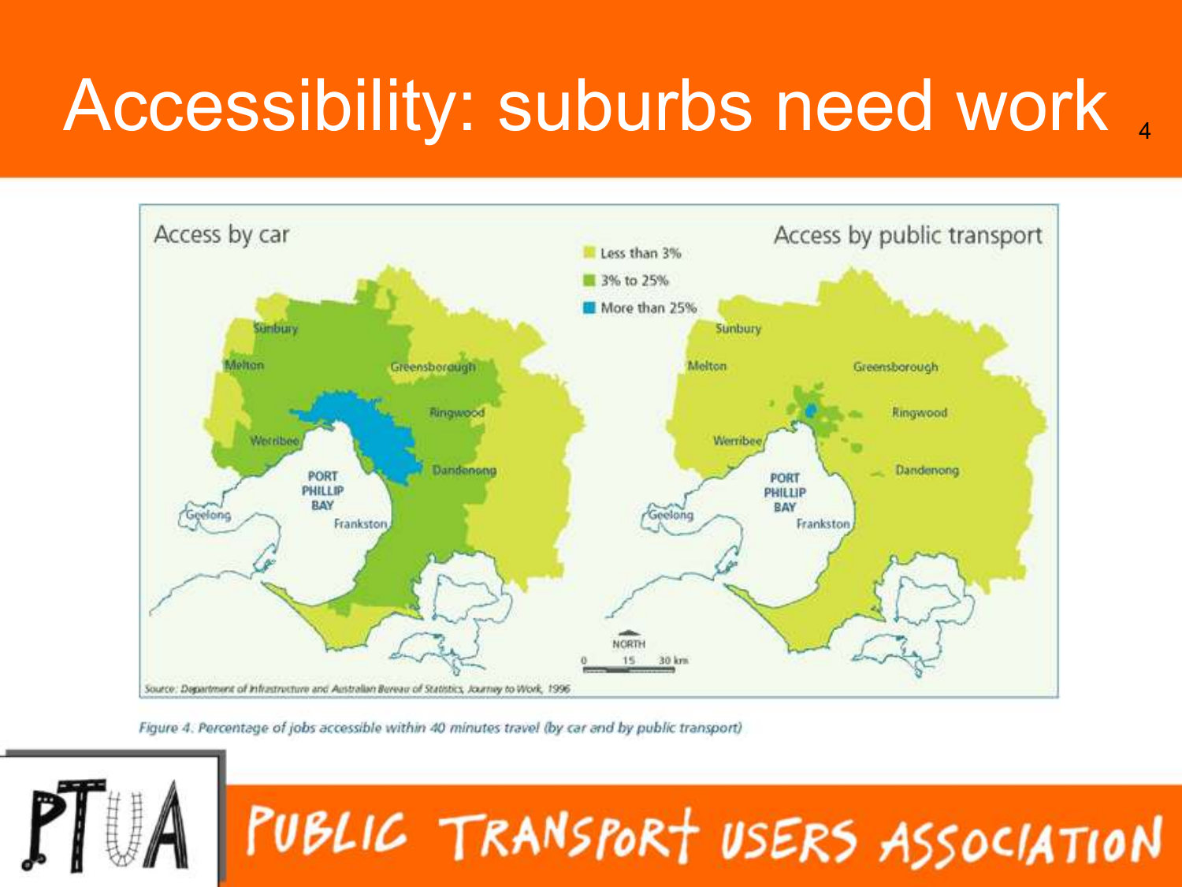# Accessibility: suburbs need work

Access by car

Access by public transport

Less than 3%

3% to 25%

More than 25%

Source: Department of Infrastructure and Australian Bureau of Statistics, Journey to Work, 1996

*Figure 4. Percentage of jobs accessible within 40 minutes travel (by car and by public transport)*

PUBLIC TRANSPORT USERS ASSOCIATION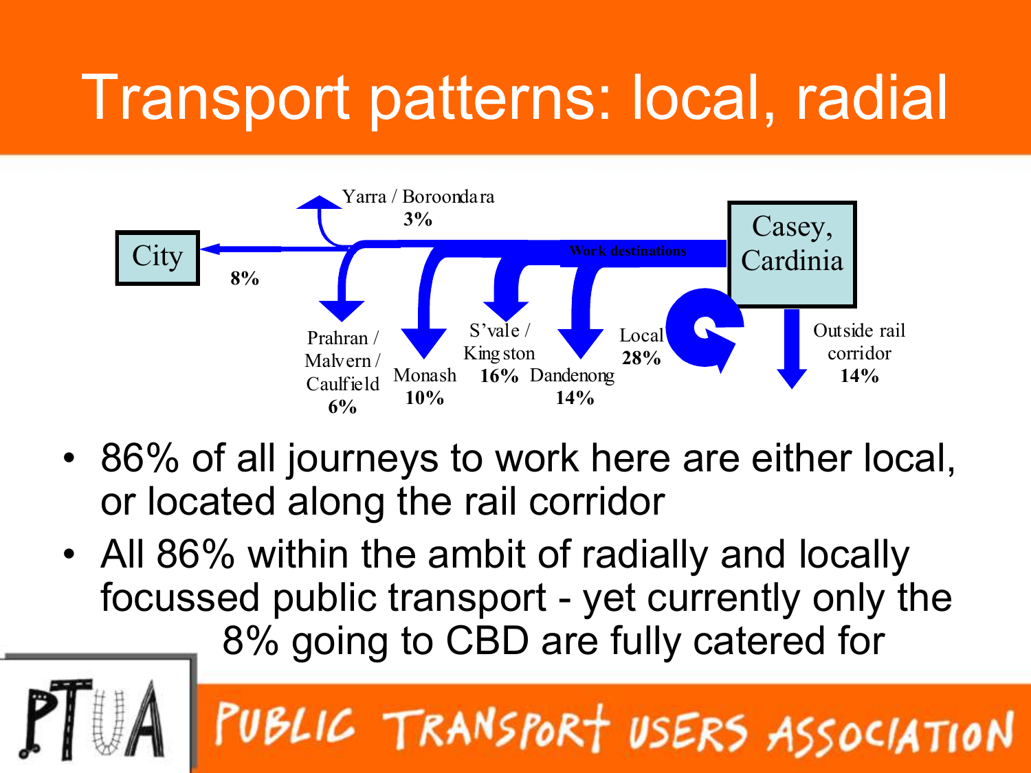# Transport patterns: local, radial

City

Casey, Cardinia

Work destinations

Yarra / Boroondara **3%**

**8%**

Prahran / Malvern / Caulfield **6%**

Monash **10%**

S'vale / Kingston **16%**

Dandenong **14%**

Local **28%**

Outside rail corridor **14%**

- 86% of all journeys to work here are either local, or located along the rail corridor
- All 86% within the ambit of radially and locally focussed public transport - yet currently only the 8% going to CBD are fully catered for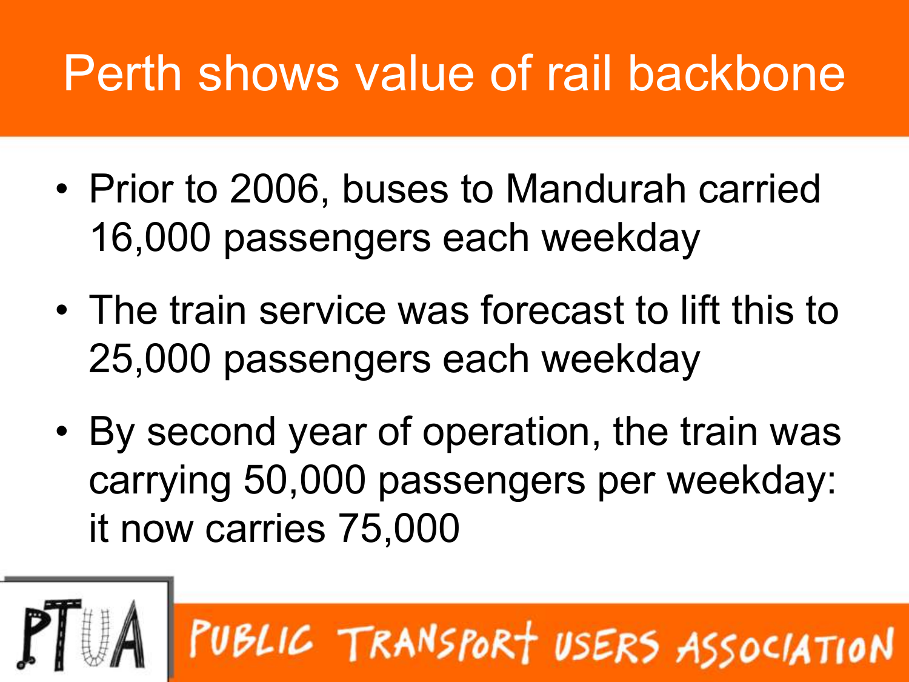# Perth shows value of rail backbone

- Prior to 2006, buses to Mandurah carried 16,000 passengers each weekday
- The train service was forecast to lift this to 25,000 passengers each weekday
- By second year of operation, the train was carrying 50,000 passengers per weekday: it now carries 75,000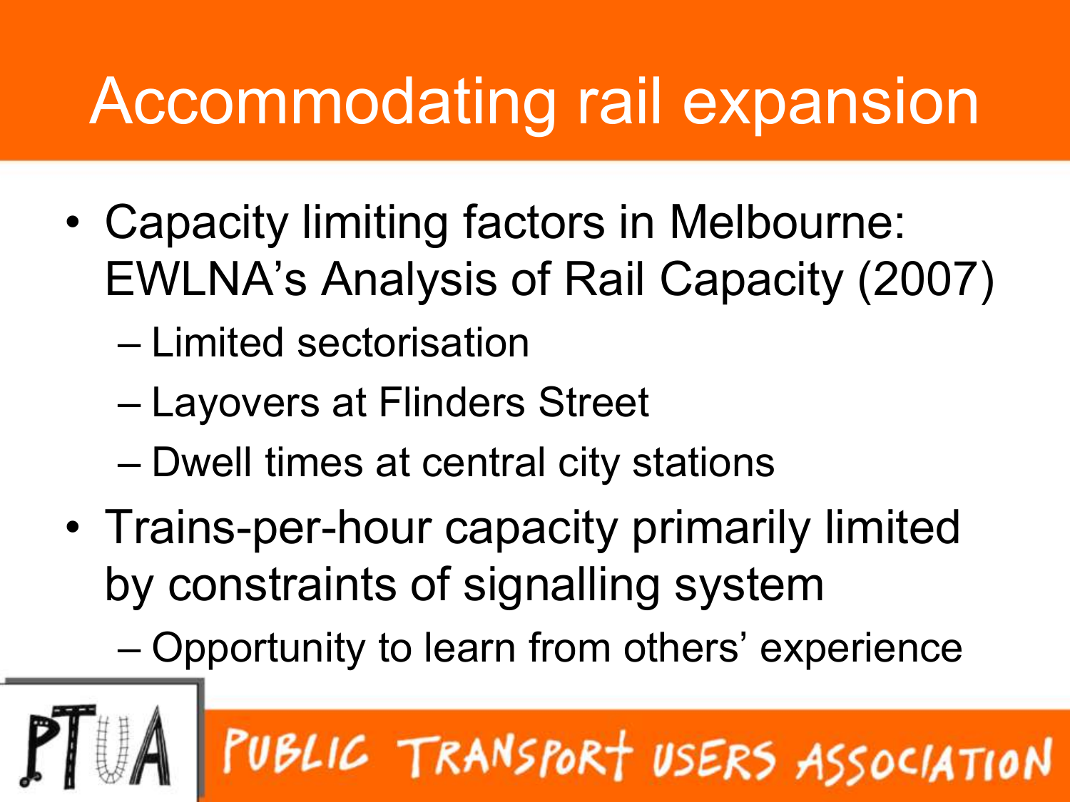# Accommodating rail expansion

- Capacity limiting factors in Melbourne: EWLNA's Analysis of Rail Capacity (2007)
  - Limited sectorisation
  - Layovers at Flinders Street
  - Dwell times at central city stations
- Trains-per-hour capacity primarily limited by constraints of signalling system
  - Opportunity to learn from others' experience

PTUA PUBLIC TRANSPORT USERS ASSOCIATION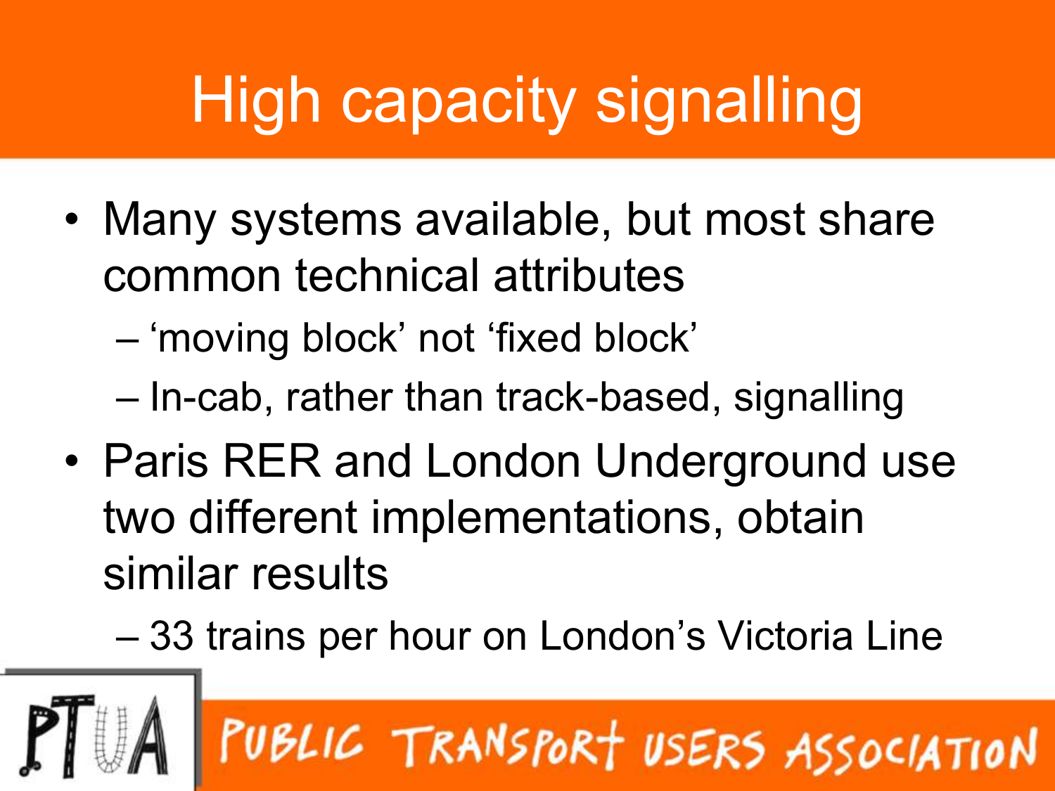# High capacity signalling

- Many systems available, but most share common technical attributes
  - 'moving block' not 'fixed block'
  - In-cab, rather than track-based, signalling
- Paris RER and London Underground use two different implementations, obtain similar results
  - 33 trains per hour on London's Victoria Line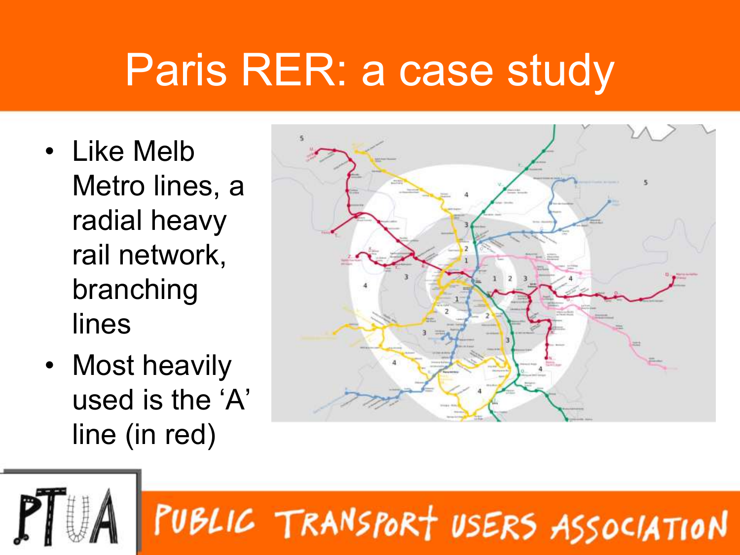# Paris RER: a case study

- Like Melb Metro lines, a radial heavy rail network, branching lines
- Most heavily used is the 'A' line (in red)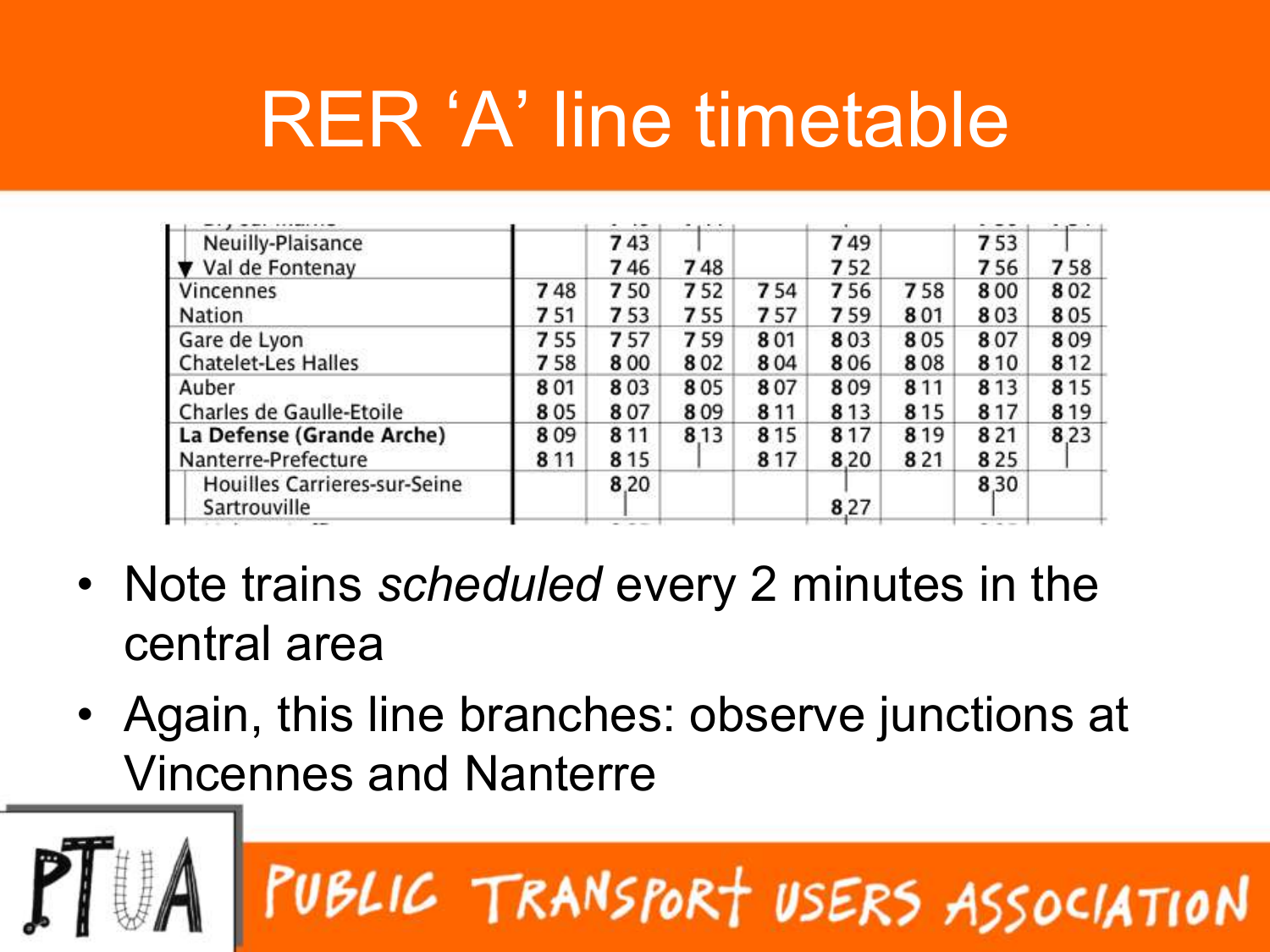# RER 'A' line timetable

| Station | | | | | | | | |
|---|---|---|---|---|---|---|---|---|
| Neuilly-Plaisance | | 7 43 | \| | | 7 49 | | 7 53 | \| |
| ▼ Val de Fontenay | | 7 46 | 7 48 | | 7 52 | | 7 56 | 7 58 |
| Vincennes | 7 48 | 7 50 | 7 52 | 7 54 | 7 56 | 7 58 | 8 00 | 8 02 |
| Nation | 7 51 | 7 53 | 7 55 | 7 57 | 7 59 | 8 01 | 8 03 | 8 05 |
| Gare de Lyon | 7 55 | 7 57 | 7 59 | 8 01 | 8 03 | 8 05 | 8 07 | 8 09 |
| Chatelet-Les Halles | 7 58 | 8 00 | 8 02 | 8 04 | 8 06 | 8 08 | 8 10 | 8 12 |
| Auber | 8 01 | 8 03 | 8 05 | 8 07 | 8 09 | 8 11 | 8 13 | 8 15 |
| Charles de Gaulle-Etoile | 8 05 | 8 07 | 8 09 | 8 11 | 8 13 | 8 15 | 8 17 | 8 19 |
| **La Defense (Grande Arche)** | 8 09 | 8 11 | 8 13 | 8 15 | 8 17 | 8 19 | 8 21 | 8 23 |
| Nanterre-Prefecture | 8 11 | 8 15 | \| | 8 17 | 8 20 | 8 21 | 8 25 | \| |
| Houilles Carrieres-sur-Seine | | 8 20 | | | \| | | 8 30 | |
| Sartrouville | | \| | | | 8 27 | | \| | |

- Note trains *scheduled* every 2 minutes in the central area
- Again, this line branches: observe junctions at Vincennes and Nanterre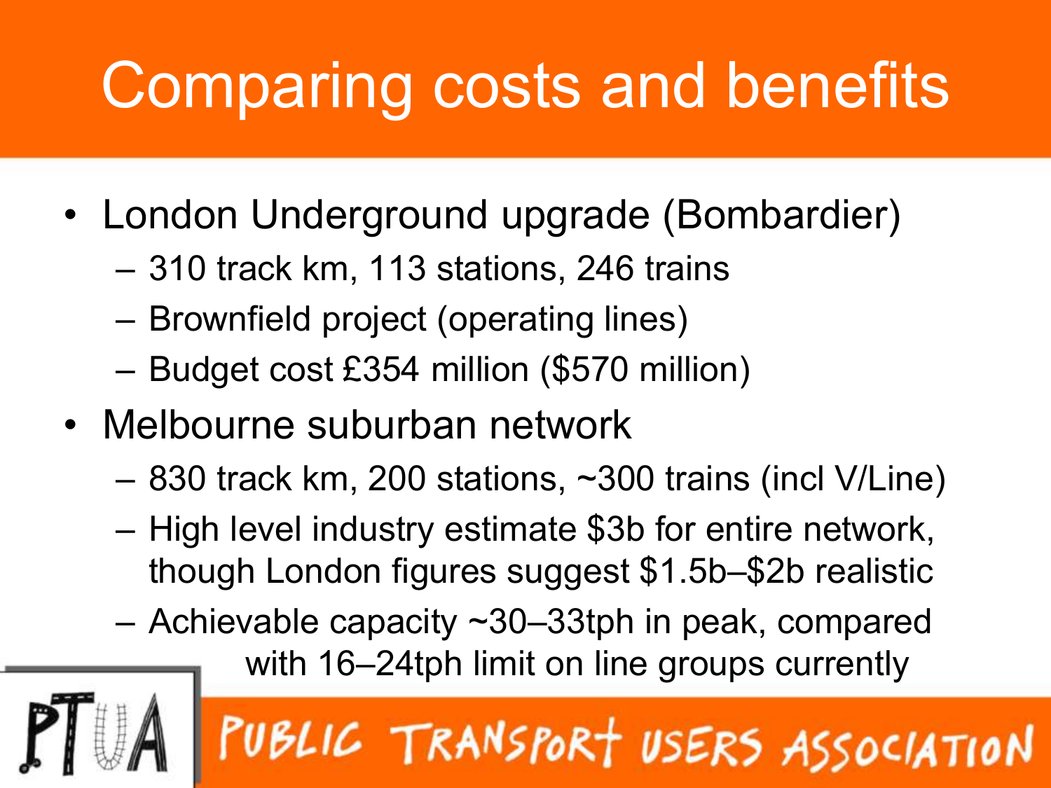# Comparing costs and benefits

- London Underground upgrade (Bombardier)
  - 310 track km, 113 stations, 246 trains
  - Brownfield project (operating lines)
  - Budget cost £354 million ($570 million)
- Melbourne suburban network
  - 830 track km, 200 stations, ~300 trains (incl V/Line)
  - High level industry estimate $3b for entire network, though London figures suggest $1.5b–$2b realistic
  - Achievable capacity ~30–33tph in peak, compared with 16–24tph limit on line groups currently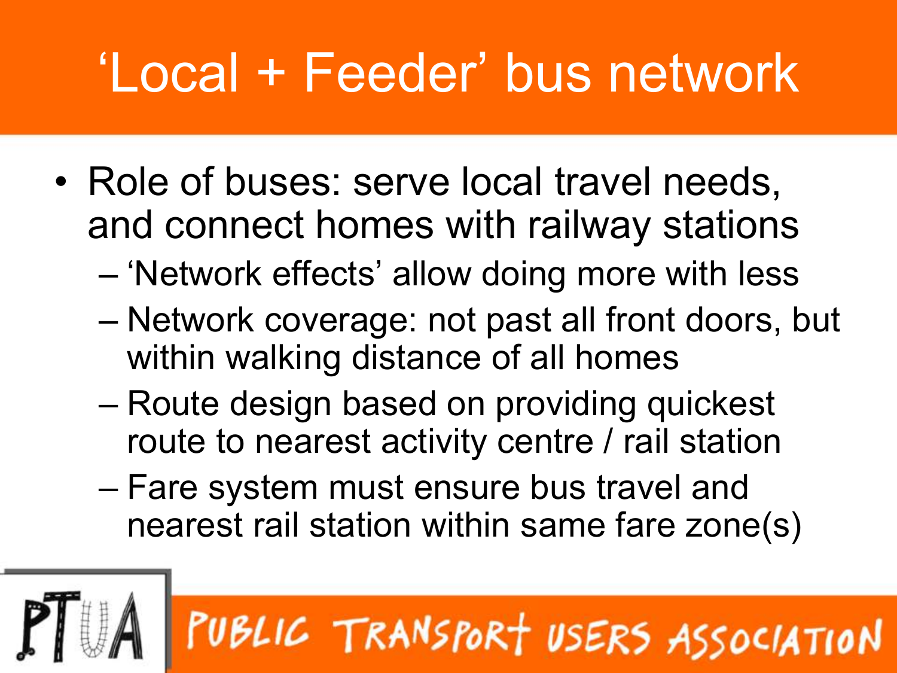# 'Local + Feeder' bus network

- Role of buses: serve local travel needs, and connect homes with railway stations
  - 'Network effects' allow doing more with less
  - Network coverage: not past all front doors, but within walking distance of all homes
  - Route design based on providing quickest route to nearest activity centre / rail station
  - Fare system must ensure bus travel and nearest rail station within same fare zone(s)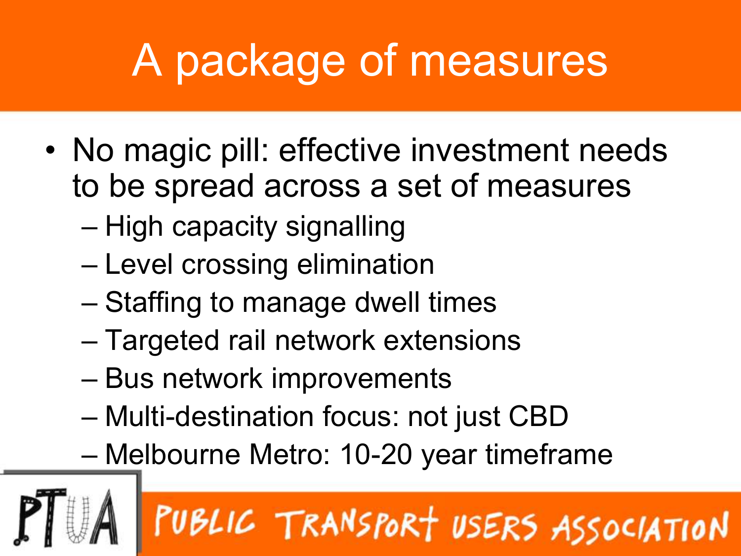# A package of measures

- No magic pill: effective investment needs to be spread across a set of measures
  - High capacity signalling
  - Level crossing elimination
  - Staffing to manage dwell times
  - Targeted rail network extensions
  - Bus network improvements
  - Multi-destination focus: not just CBD
  - Melbourne Metro: 10-20 year timeframe

PTUA PUBLIC TRANSPORT USERS ASSOCIATION